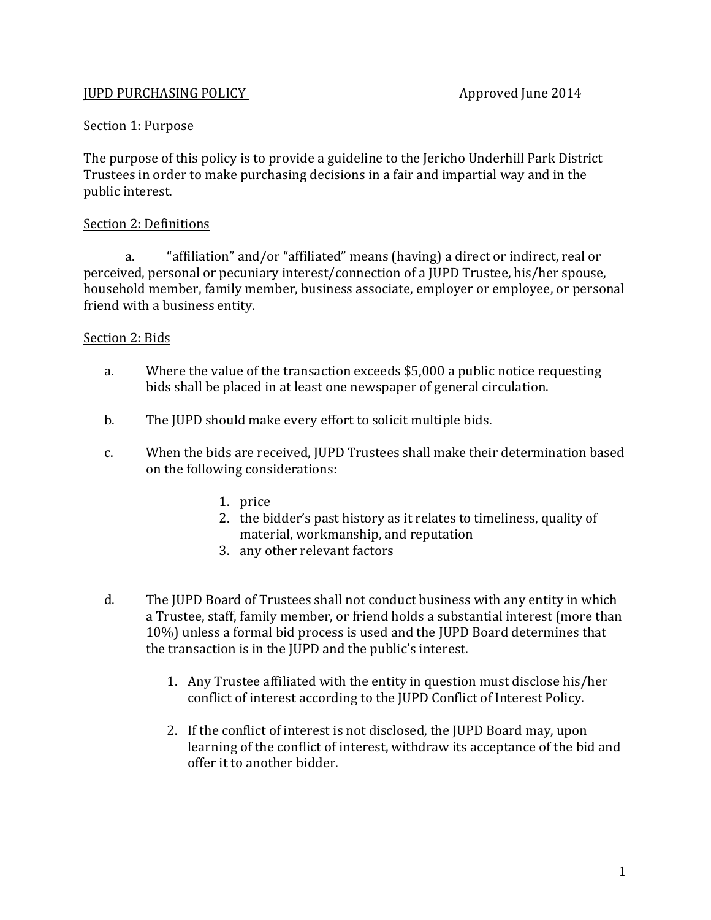JUPD PURCHASING POLICY — Approved June 2014

Section 1: Purpose

The purpose of this policy is to provide a guideline to the Jericho Underhill Park District Trustees in order to make purchasing decisions in a fair and impartial way and in the public interest.

Section 2: Definitions

a. "affiliation" and/or "affiliated" means (having) a direct or indirect, real or perceived, personal or pecuniary interest/connection of a JUPD Trustee, his/her spouse, household member, family member, business associate, employer or employee, or personal friend with a business entity.

Section 2: Bids

a. Where the value of the transaction exceeds $5,000 a public notice requesting bids shall be placed in at least one newspaper of general circulation.

b. The JUPD should make every effort to solicit multiple bids.

c. When the bids are received, JUPD Trustees shall make their determination based on the following considerations:

   1. price
   2. the bidder's past history as it relates to timeliness, quality of material, workmanship, and reputation
   3. any other relevant factors

d. The JUPD Board of Trustees shall not conduct business with any entity in which a Trustee, staff, family member, or friend holds a substantial interest (more than 10%) unless a formal bid process is used and the JUPD Board determines that the transaction is in the JUPD and the public's interest.

   1. Any Trustee affiliated with the entity in question must disclose his/her conflict of interest according to the JUPD Conflict of Interest Policy.

   2. If the conflict of interest is not disclosed, the JUPD Board may, upon learning of the conflict of interest, withdraw its acceptance of the bid and offer it to another bidder.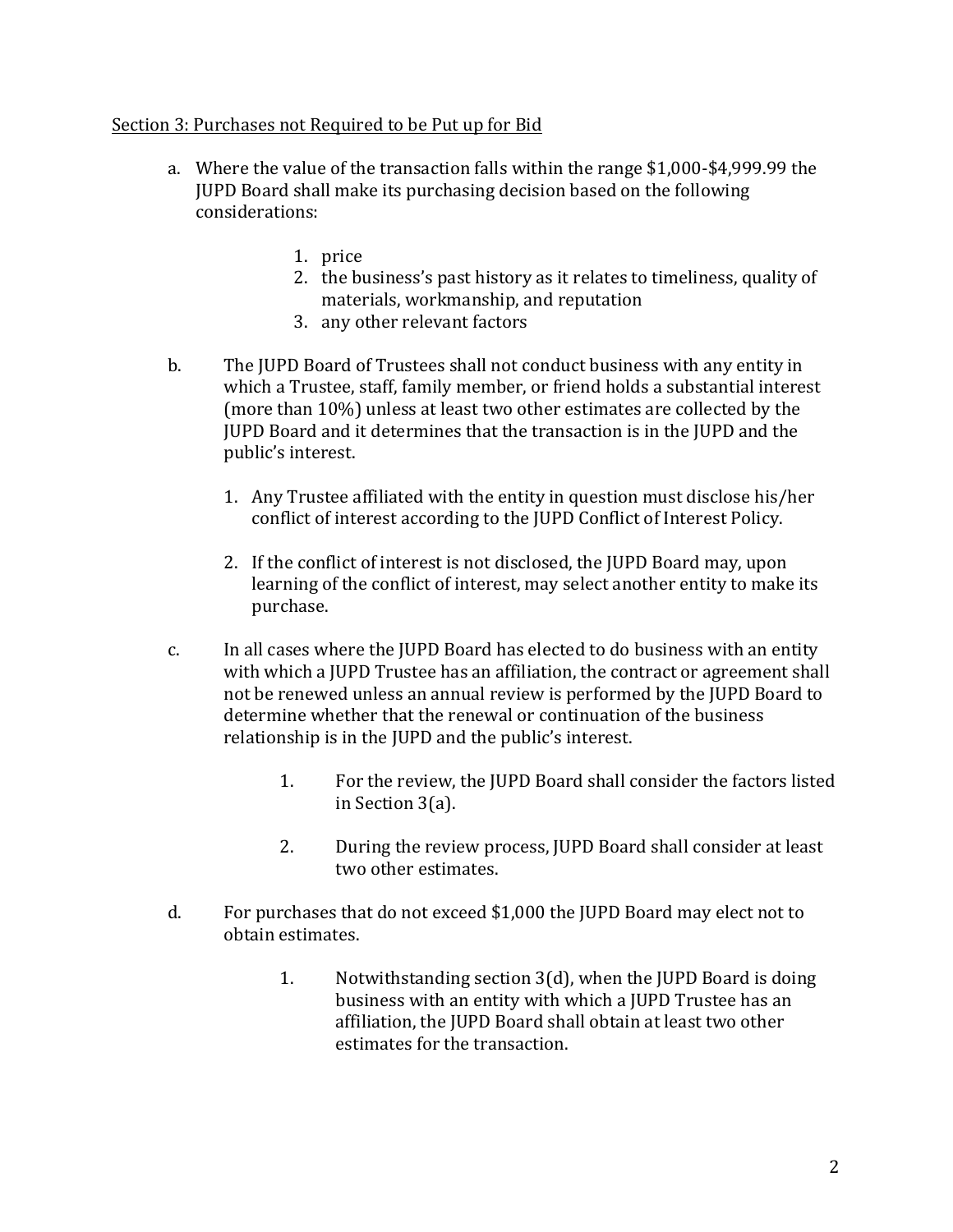Section 3: Purchases not Required to be Put up for Bid

a. Where the value of the transaction falls within the range $1,000-$4,999.99 the JUPD Board shall make its purchasing decision based on the following considerations:

    1. price
    2. the business's past history as it relates to timeliness, quality of materials, workmanship, and reputation
    3. any other relevant factors

b. The JUPD Board of Trustees shall not conduct business with any entity in which a Trustee, staff, family member, or friend holds a substantial interest (more than 10%) unless at least two other estimates are collected by the JUPD Board and it determines that the transaction is in the JUPD and the public's interest.

    1. Any Trustee affiliated with the entity in question must disclose his/her conflict of interest according to the JUPD Conflict of Interest Policy.

    2. If the conflict of interest is not disclosed, the JUPD Board may, upon learning of the conflict of interest, may select another entity to make its purchase.

c. In all cases where the JUPD Board has elected to do business with an entity with which a JUPD Trustee has an affiliation, the contract or agreement shall not be renewed unless an annual review is performed by the JUPD Board to determine whether that the renewal or continuation of the business relationship is in the JUPD and the public's interest.

    1. For the review, the JUPD Board shall consider the factors listed in Section 3(a).

    2. During the review process, JUPD Board shall consider at least two other estimates.

d. For purchases that do not exceed $1,000 the JUPD Board may elect not to obtain estimates.

    1. Notwithstanding section 3(d), when the JUPD Board is doing business with an entity with which a JUPD Trustee has an affiliation, the JUPD Board shall obtain at least two other estimates for the transaction.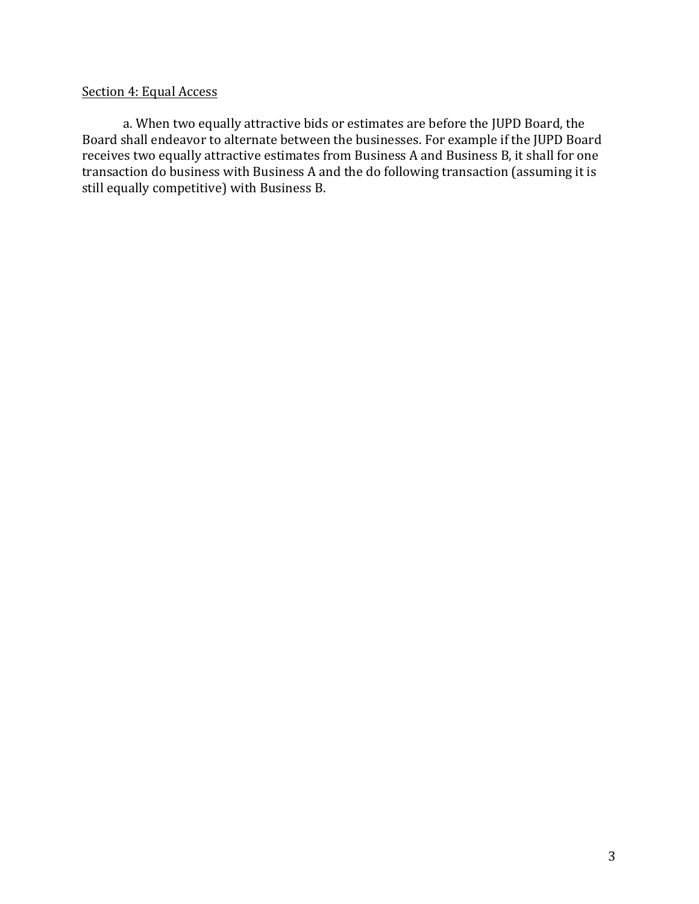Section 4: Equal Access

a. When two equally attractive bids or estimates are before the JUPD Board, the Board shall endeavor to alternate between the businesses. For example if the JUPD Board receives two equally attractive estimates from Business A and Business B, it shall for one transaction do business with Business A and the do following transaction (assuming it is still equally competitive) with Business B.